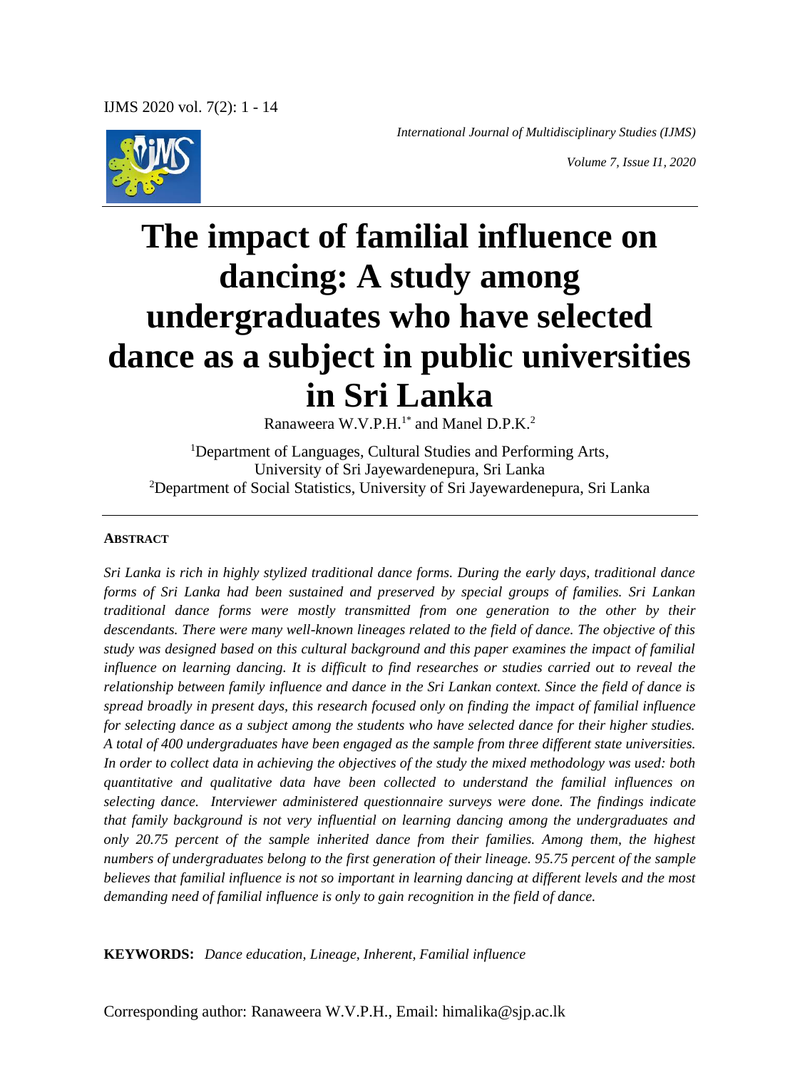# The impact of familial influence on dancing: A study among undergraduates who have selected dance as a subject in public universities in Sri Lanka

Ranaweera W.V.P.H.[1*] and Manel D.P.K.[2]

[1]Department of Languages, Cultural Studies and Performing Arts, University of Sri Jayewardenepura, Sri Lanka
[2]Department of Social Statistics, University of Sri Jayewardenepura, Sri Lanka

**ABSTRACT**

*Sri Lanka is rich in highly stylized traditional dance forms. During the early days, traditional dance forms of Sri Lanka had been sustained and preserved by special groups of families. Sri Lankan traditional dance forms were mostly transmitted from one generation to the other by their descendants. There were many well-known lineages related to the field of dance. The objective of this study was designed based on this cultural background and this paper examines the impact of familial influence on learning dancing. It is difficult to find researches or studies carried out to reveal the relationship between family influence and dance in the Sri Lankan context. Since the field of dance is spread broadly in present days, this research focused only on finding the impact of familial influence for selecting dance as a subject among the students who have selected dance for their higher studies. A total of 400 undergraduates have been engaged as the sample from three different state universities. In order to collect data in achieving the objectives of the study the mixed methodology was used: both quantitative and qualitative data have been collected to understand the familial influences on selecting dance. Interviewer administered questionnaire surveys were done. The findings indicate that family background is not very influential on learning dancing among the undergraduates and only 20.75 percent of the sample inherited dance from their families. Among them, the highest numbers of undergraduates belong to the first generation of their lineage. 95.75 percent of the sample believes that familial influence is not so important in learning dancing at different levels and the most demanding need of familial influence is only to gain recognition in the field of dance.*

**KEYWORDS:** *Dance education, Lineage, Inherent, Familial influence*

Corresponding author: Ranaweera W.V.P.H., Email: himalika@sjp.ac.lk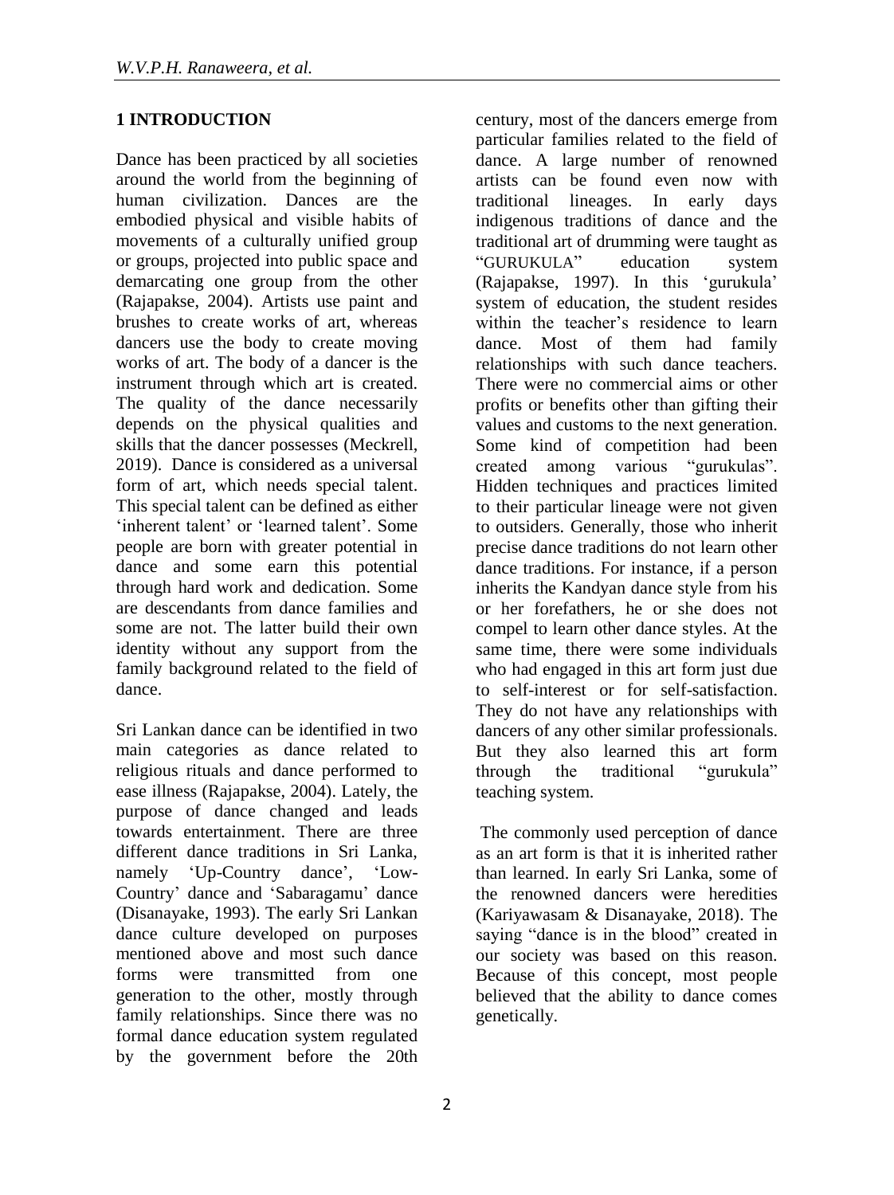## 1 INTRODUCTION

Dance has been practiced by all societies around the world from the beginning of human civilization. Dances are the embodied physical and visible habits of movements of a culturally unified group or groups, projected into public space and demarcating one group from the other (Rajapakse, 2004). Artists use paint and brushes to create works of art, whereas dancers use the body to create moving works of art. The body of a dancer is the instrument through which art is created. The quality of the dance necessarily depends on the physical qualities and skills that the dancer possesses (Meckrell, 2019). Dance is considered as a universal form of art, which needs special talent. This special talent can be defined as either 'inherent talent' or 'learned talent'. Some people are born with greater potential in dance and some earn this potential through hard work and dedication. Some are descendants from dance families and some are not. The latter build their own identity without any support from the family background related to the field of dance.

Sri Lankan dance can be identified in two main categories as dance related to religious rituals and dance performed to ease illness (Rajapakse, 2004). Lately, the purpose of dance changed and leads towards entertainment. There are three different dance traditions in Sri Lanka, namely 'Up-Country dance', 'Low-Country' dance and 'Sabaragamu' dance (Disanayake, 1993). The early Sri Lankan dance culture developed on purposes mentioned above and most such dance forms were transmitted from one generation to the other, mostly through family relationships. Since there was no formal dance education system regulated by the government before the 20th century, most of the dancers emerge from particular families related to the field of dance. A large number of renowned artists can be found even now with traditional lineages. In early days indigenous traditions of dance and the traditional art of drumming were taught as "GURUKULA" education system (Rajapakse, 1997). In this 'gurukula' system of education, the student resides within the teacher's residence to learn dance. Most of them had family relationships with such dance teachers. There were no commercial aims or other profits or benefits other than gifting their values and customs to the next generation. Some kind of competition had been created among various "gurukulas". Hidden techniques and practices limited to their particular lineage were not given to outsiders. Generally, those who inherit precise dance traditions do not learn other dance traditions. For instance, if a person inherits the Kandyan dance style from his or her forefathers, he or she does not compel to learn other dance styles. At the same time, there were some individuals who had engaged in this art form just due to self-interest or for self-satisfaction. They do not have any relationships with dancers of any other similar professionals. But they also learned this art form through the traditional "gurukula" teaching system.

The commonly used perception of dance as an art form is that it is inherited rather than learned. In early Sri Lanka, some of the renowned dancers were heredities (Kariyawasam & Disanayake, 2018). The saying "dance is in the blood" created in our society was based on this reason. Because of this concept, most people believed that the ability to dance comes genetically.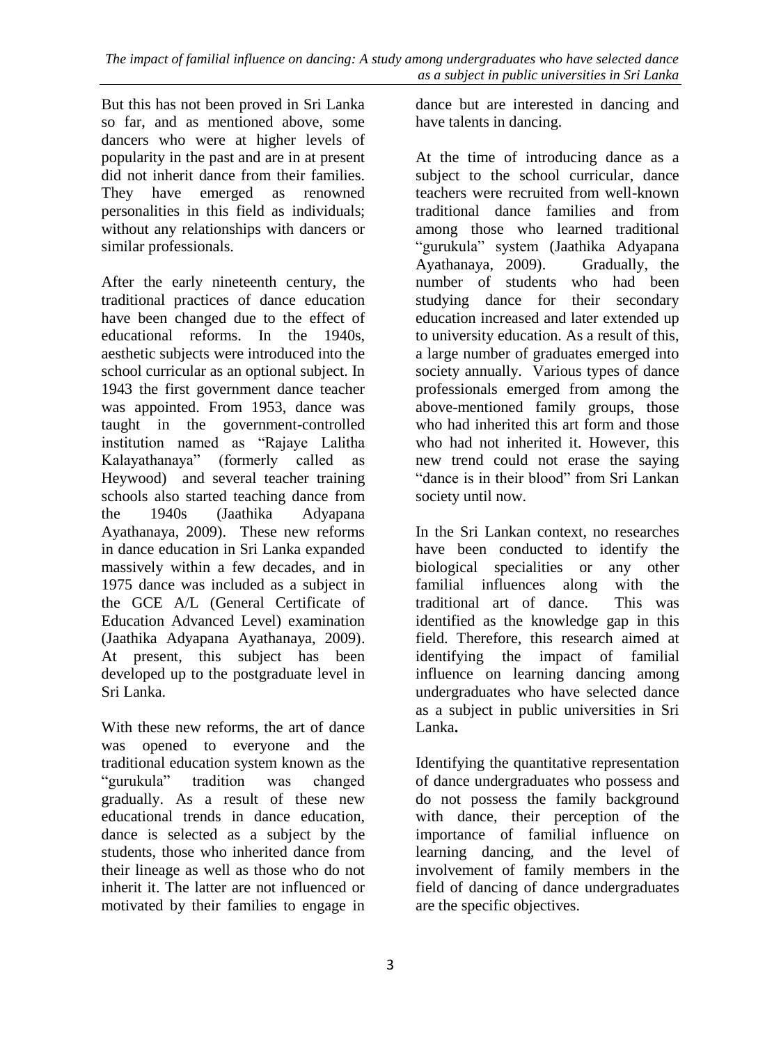But this has not been proved in Sri Lanka so far, and as mentioned above, some dancers who were at higher levels of popularity in the past and are in at present did not inherit dance from their families. They have emerged as renowned personalities in this field as individuals; without any relationships with dancers or similar professionals.

After the early nineteenth century, the traditional practices of dance education have been changed due to the effect of educational reforms. In the 1940s, aesthetic subjects were introduced into the school curricular as an optional subject. In 1943 the first government dance teacher was appointed. From 1953, dance was taught in the government-controlled institution named as "Rajaye Lalitha Kalayathanaya" (formerly called as Heywood) and several teacher training schools also started teaching dance from the 1940s (Jaathika Adyapana Ayathanaya, 2009). These new reforms in dance education in Sri Lanka expanded massively within a few decades, and in 1975 dance was included as a subject in the GCE A/L (General Certificate of Education Advanced Level) examination (Jaathika Adyapana Ayathanaya, 2009). At present, this subject has been developed up to the postgraduate level in Sri Lanka.

With these new reforms, the art of dance was opened to everyone and the traditional education system known as the "gurukula" tradition was changed gradually. As a result of these new educational trends in dance education, dance is selected as a subject by the students, those who inherited dance from their lineage as well as those who do not inherit it. The latter are not influenced or motivated by their families to engage in dance but are interested in dancing and have talents in dancing.

At the time of introducing dance as a subject to the school curricular, dance teachers were recruited from well-known traditional dance families and from among those who learned traditional "gurukula" system (Jaathika Adyapana Ayathanaya, 2009). Gradually, the number of students who had been studying dance for their secondary education increased and later extended up to university education. As a result of this, a large number of graduates emerged into society annually. Various types of dance professionals emerged from among the above-mentioned family groups, those who had inherited this art form and those who had not inherited it. However, this new trend could not erase the saying "dance is in their blood" from Sri Lankan society until now.

In the Sri Lankan context, no researches have been conducted to identify the biological specialities or any other familial influences along with the traditional art of dance. This was identified as the knowledge gap in this field. Therefore, this research aimed at identifying the impact of familial influence on learning dancing among undergraduates who have selected dance as a subject in public universities in Sri Lanka**.**

Identifying the quantitative representation of dance undergraduates who possess and do not possess the family background with dance, their perception of the importance of familial influence on learning dancing, and the level of involvement of family members in the field of dancing of dance undergraduates are the specific objectives.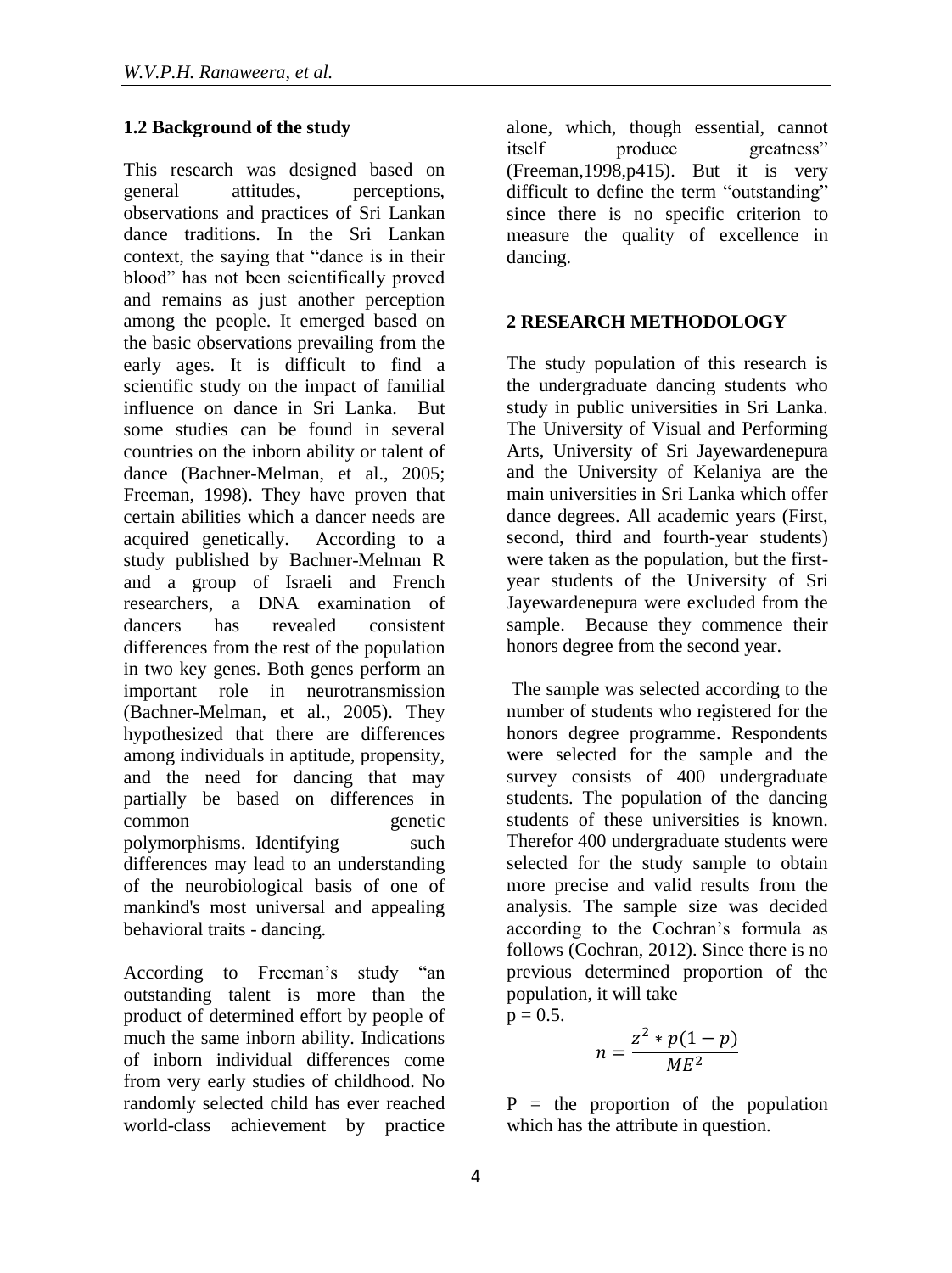### 1.2 Background of the study

This research was designed based on general attitudes, perceptions, observations and practices of Sri Lankan dance traditions. In the Sri Lankan context, the saying that "dance is in their blood" has not been scientifically proved and remains as just another perception among the people. It emerged based on the basic observations prevailing from the early ages. It is difficult to find a scientific study on the impact of familial influence on dance in Sri Lanka. But some studies can be found in several countries on the inborn ability or talent of dance (Bachner-Melman, et al., 2005; Freeman, 1998). They have proven that certain abilities which a dancer needs are acquired genetically. According to a study published by Bachner-Melman R and a group of Israeli and French researchers, a DNA examination of dancers has revealed consistent differences from the rest of the population in two key genes. Both genes perform an important role in neurotransmission (Bachner-Melman, et al., 2005). They hypothesized that there are differences among individuals in aptitude, propensity, and the need for dancing that may partially be based on differences in common genetic polymorphisms. Identifying such differences may lead to an understanding of the neurobiological basis of one of mankind's most universal and appealing behavioral traits - dancing.

According to Freeman's study "an outstanding talent is more than the product of determined effort by people of much the same inborn ability. Indications of inborn individual differences come from very early studies of childhood. No randomly selected child has ever reached world-class achievement by practice alone, which, though essential, cannot itself produce greatness" (Freeman,1998,p415). But it is very difficult to define the term "outstanding" since there is no specific criterion to measure the quality of excellence in dancing.

## 2 RESEARCH METHODOLOGY

The study population of this research is the undergraduate dancing students who study in public universities in Sri Lanka. The University of Visual and Performing Arts, University of Sri Jayewardenepura and the University of Kelaniya are the main universities in Sri Lanka which offer dance degrees. All academic years (First, second, third and fourth-year students) were taken as the population, but the first-year students of the University of Sri Jayewardenepura were excluded from the sample. Because they commence their honors degree from the second year.

The sample was selected according to the number of students who registered for the honors degree programme. Respondents were selected for the sample and the survey consists of 400 undergraduate students. The population of the dancing students of these universities is known. Therefor 400 undergraduate students were selected for the study sample to obtain more precise and valid results from the analysis. The sample size was decided according to the Cochran's formula as follows (Cochran, 2012). Since there is no previous determined proportion of the population, it will take
$p = 0.5$.

$$n = \frac{z^2 * p(1-p)}{ME^2}$$

$P$ = the proportion of the population which has the attribute in question.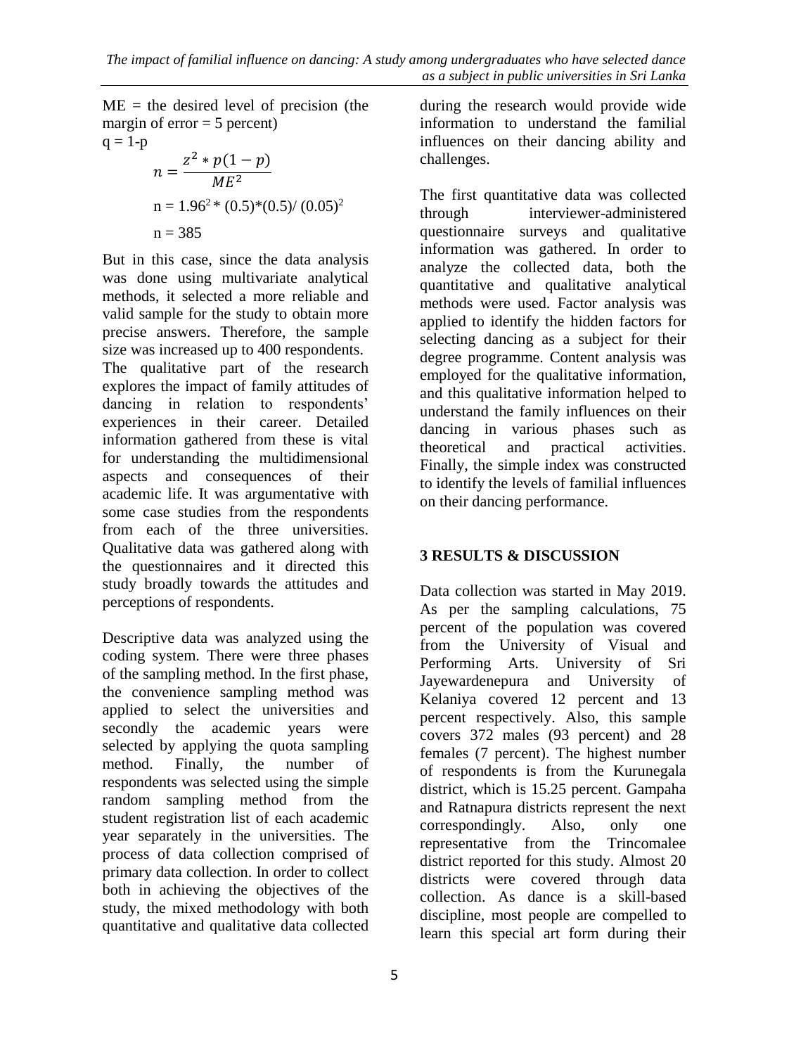ME = the desired level of precision (the margin of error = 5 percent)

q = 1-p

$$n = \frac{z^2 * p(1-p)}{ME^2}$$

$$n = 1.96^2 * (0.5)*(0.5)/ (0.05)^2$$

$$n = 385$$

But in this case, since the data analysis was done using multivariate analytical methods, it selected a more reliable and valid sample for the study to obtain more precise answers. Therefore, the sample size was increased up to 400 respondents. The qualitative part of the research explores the impact of family attitudes of dancing in relation to respondents' experiences in their career. Detailed information gathered from these is vital for understanding the multidimensional aspects and consequences of their academic life. It was argumentative with some case studies from the respondents from each of the three universities. Qualitative data was gathered along with the questionnaires and it directed this study broadly towards the attitudes and perceptions of respondents.

Descriptive data was analyzed using the coding system. There were three phases of the sampling method. In the first phase, the convenience sampling method was applied to select the universities and secondly the academic years were selected by applying the quota sampling method. Finally, the number of respondents was selected using the simple random sampling method from the student registration list of each academic year separately in the universities. The process of data collection comprised of primary data collection. In order to collect both in achieving the objectives of the study, the mixed methodology with both quantitative and qualitative data collected during the research would provide wide information to understand the familial influences on their dancing ability and challenges.

The first quantitative data was collected through interviewer-administered questionnaire surveys and qualitative information was gathered. In order to analyze the collected data, both the quantitative and qualitative analytical methods were used. Factor analysis was applied to identify the hidden factors for selecting dancing as a subject for their degree programme. Content analysis was employed for the qualitative information, and this qualitative information helped to understand the family influences on their dancing in various phases such as theoretical and practical activities. Finally, the simple index was constructed to identify the levels of familial influences on their dancing performance.

## 3 RESULTS & DISCUSSION

Data collection was started in May 2019. As per the sampling calculations, 75 percent of the population was covered from the University of Visual and Performing Arts. University of Sri Jayewardenepura and University of Kelaniya covered 12 percent and 13 percent respectively. Also, this sample covers 372 males (93 percent) and 28 females (7 percent). The highest number of respondents is from the Kurunegala district, which is 15.25 percent. Gampaha and Ratnapura districts represent the next correspondingly. Also, only one representative from the Trincomalee district reported for this study. Almost 20 districts were covered through data collection. As dance is a skill-based discipline, most people are compelled to learn this special art form during their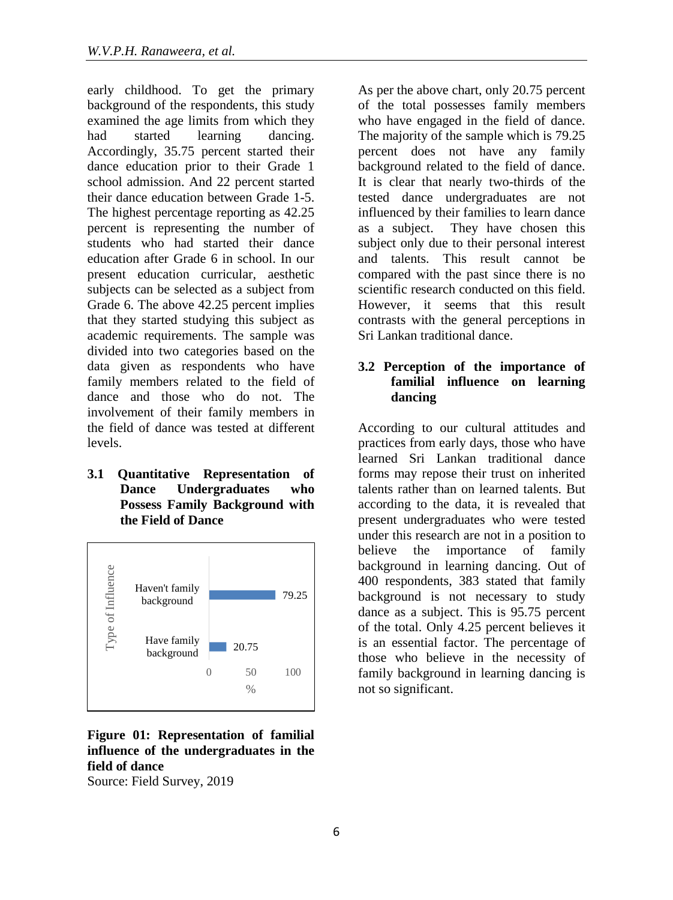early childhood. To get the primary background of the respondents, this study examined the age limits from which they had started learning dancing. Accordingly, 35.75 percent started their dance education prior to their Grade 1 school admission. And 22 percent started their dance education between Grade 1-5. The highest percentage reporting as 42.25 percent is representing the number of students who had started their dance education after Grade 6 in school. In our present education curricular, aesthetic subjects can be selected as a subject from Grade 6. The above 42.25 percent implies that they started studying this subject as academic requirements. The sample was divided into two categories based on the data given as respondents who have family members related to the field of dance and those who do not. The involvement of their family members in the field of dance was tested at different levels.

### 3.1 Quantitative Representation of Dance Undergraduates who Possess Family Background with the Field of Dance

| Type of Influence | % |
| --- | --- |
| Haven't family background | 79.25 |
| Have family background | 20.75 |

**Figure 01: Representation of familial influence of the undergraduates in the field of dance**
Source: Field Survey, 2019

As per the above chart, only 20.75 percent of the total possesses family members who have engaged in the field of dance. The majority of the sample which is 79.25 percent does not have any family background related to the field of dance. It is clear that nearly two-thirds of the tested dance undergraduates are not influenced by their families to learn dance as a subject. They have chosen this subject only due to their personal interest and talents. This result cannot be compared with the past since there is no scientific research conducted on this field. However, it seems that this result contrasts with the general perceptions in Sri Lankan traditional dance.

### 3.2 Perception of the importance of familial influence on learning dancing

According to our cultural attitudes and practices from early days, those who have learned Sri Lankan traditional dance forms may repose their trust on inherited talents rather than on learned talents. But according to the data, it is revealed that present undergraduates who were tested under this research are not in a position to believe the importance of family background in learning dancing. Out of 400 respondents, 383 stated that family background is not necessary to study dance as a subject. This is 95.75 percent of the total. Only 4.25 percent believes it is an essential factor. The percentage of those who believe in the necessity of family background in learning dancing is not so significant.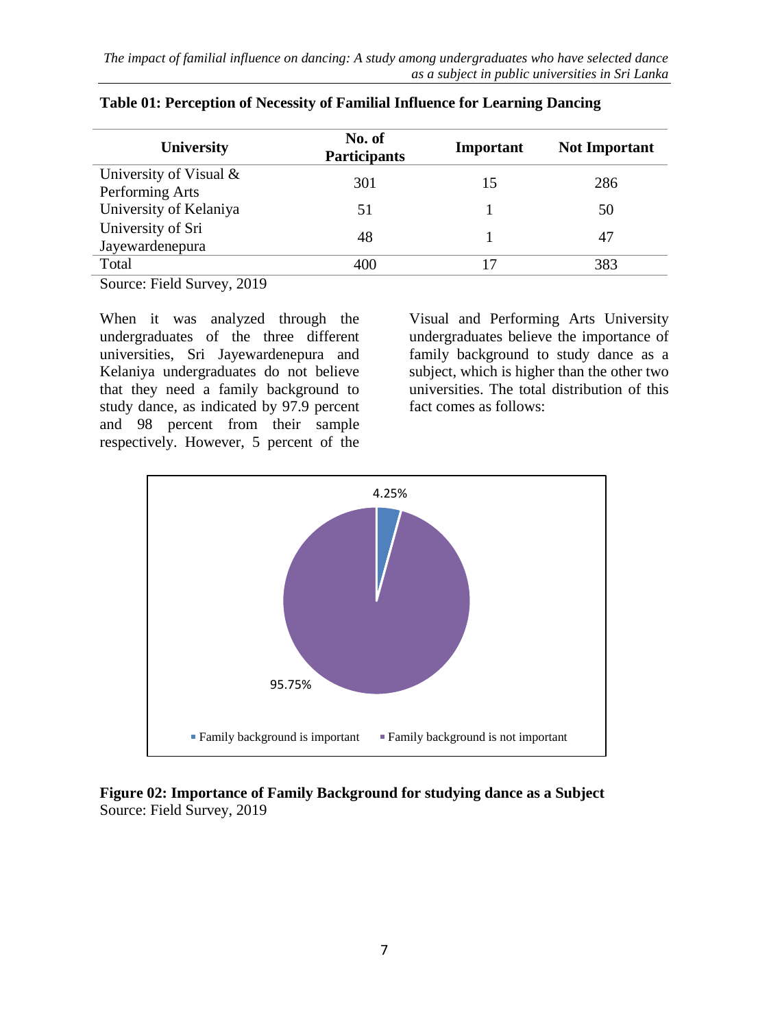**Table 01: Perception of Necessity of Familial Influence for Learning Dancing**

| University | No. of Participants | Important | Not Important |
|---|---|---|---|
| University of Visual & Performing Arts | 301 | 15 | 286 |
| University of Kelaniya | 51 | 1 | 50 |
| University of Sri Jayewardenepura | 48 | 1 | 47 |
| Total | 400 | 17 | 383 |

Source: Field Survey, 2019

When it was analyzed through the undergraduates of the three different universities, Sri Jayewardenepura and Kelaniya undergraduates do not believe that they need a family background to study dance, as indicated by 97.9 percent and 98 percent from their sample respectively. However, 5 percent of the Visual and Performing Arts University undergraduates believe the importance of family background to study dance as a subject, which is higher than the other two universities. The total distribution of this fact comes as follows:

4.25%

95.75%

Family background is important   Family background is not important

**Figure 02: Importance of Family Background for studying dance as a Subject**
Source: Field Survey, 2019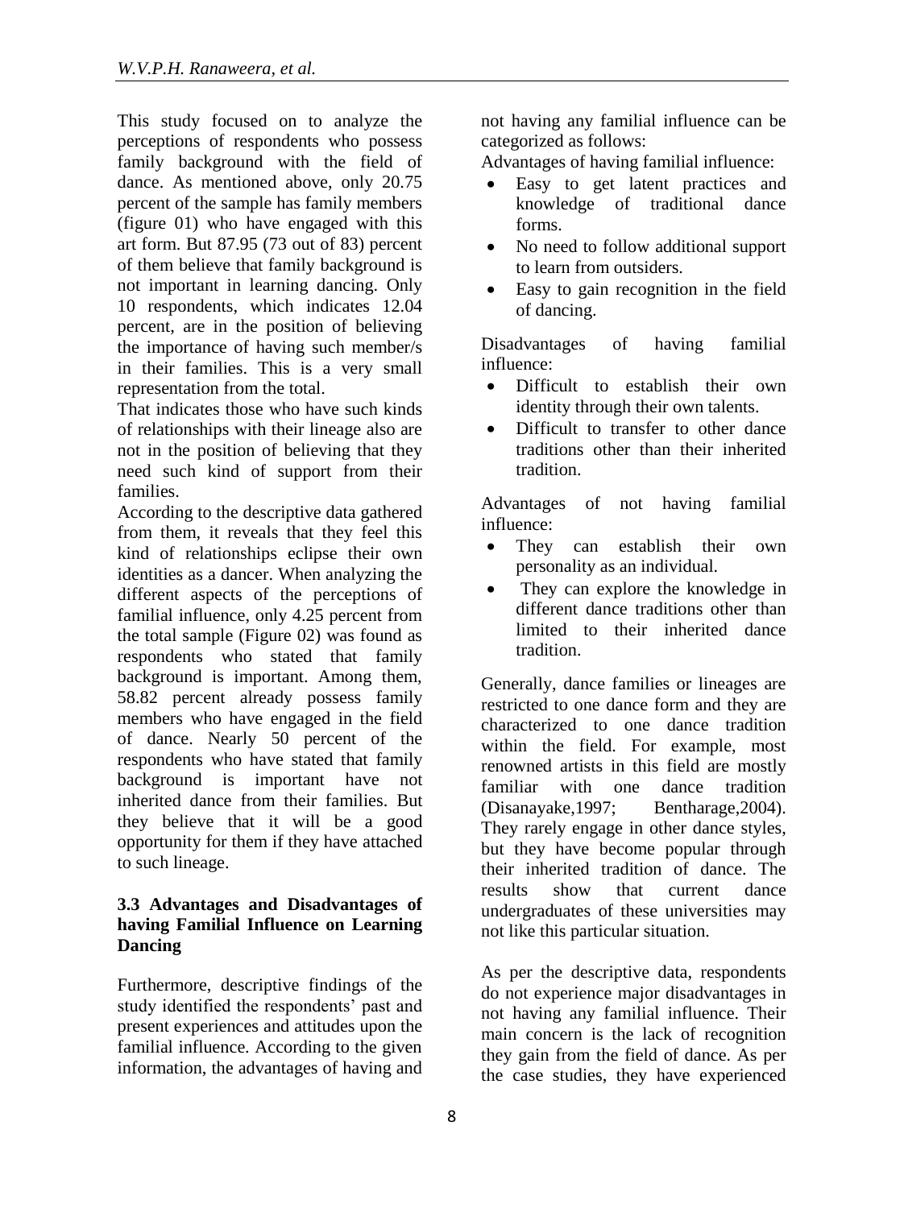This study focused on to analyze the perceptions of respondents who possess family background with the field of dance. As mentioned above, only 20.75 percent of the sample has family members (figure 01) who have engaged with this art form. But 87.95 (73 out of 83) percent of them believe that family background is not important in learning dancing. Only 10 respondents, which indicates 12.04 percent, are in the position of believing the importance of having such member/s in their families. This is a very small representation from the total.

That indicates those who have such kinds of relationships with their lineage also are not in the position of believing that they need such kind of support from their families.

According to the descriptive data gathered from them, it reveals that they feel this kind of relationships eclipse their own identities as a dancer. When analyzing the different aspects of the perceptions of familial influence, only 4.25 percent from the total sample (Figure 02) was found as respondents who stated that family background is important. Among them, 58.82 percent already possess family members who have engaged in the field of dance. Nearly 50 percent of the respondents who have stated that family background is important have not inherited dance from their families. But they believe that it will be a good opportunity for them if they have attached to such lineage.

### 3.3 Advantages and Disadvantages of having Familial Influence on Learning Dancing

Furthermore, descriptive findings of the study identified the respondents' past and present experiences and attitudes upon the familial influence. According to the given information, the advantages of having and not having any familial influence can be categorized as follows:

Advantages of having familial influence:

- Easy to get latent practices and knowledge of traditional dance forms.
- No need to follow additional support to learn from outsiders.
- Easy to gain recognition in the field of dancing.

Disadvantages of having familial influence:

- Difficult to establish their own identity through their own talents.
- Difficult to transfer to other dance traditions other than their inherited tradition.

Advantages of not having familial influence:

- They can establish their own personality as an individual.
- They can explore the knowledge in different dance traditions other than limited to their inherited dance tradition.

Generally, dance families or lineages are restricted to one dance form and they are characterized to one dance tradition within the field. For example, most renowned artists in this field are mostly familiar with one dance tradition (Disanayake,1997; Bentharage,2004). They rarely engage in other dance styles, but they have become popular through their inherited tradition of dance. The results show that current dance undergraduates of these universities may not like this particular situation.

As per the descriptive data, respondents do not experience major disadvantages in not having any familial influence. Their main concern is the lack of recognition they gain from the field of dance. As per the case studies, they have experienced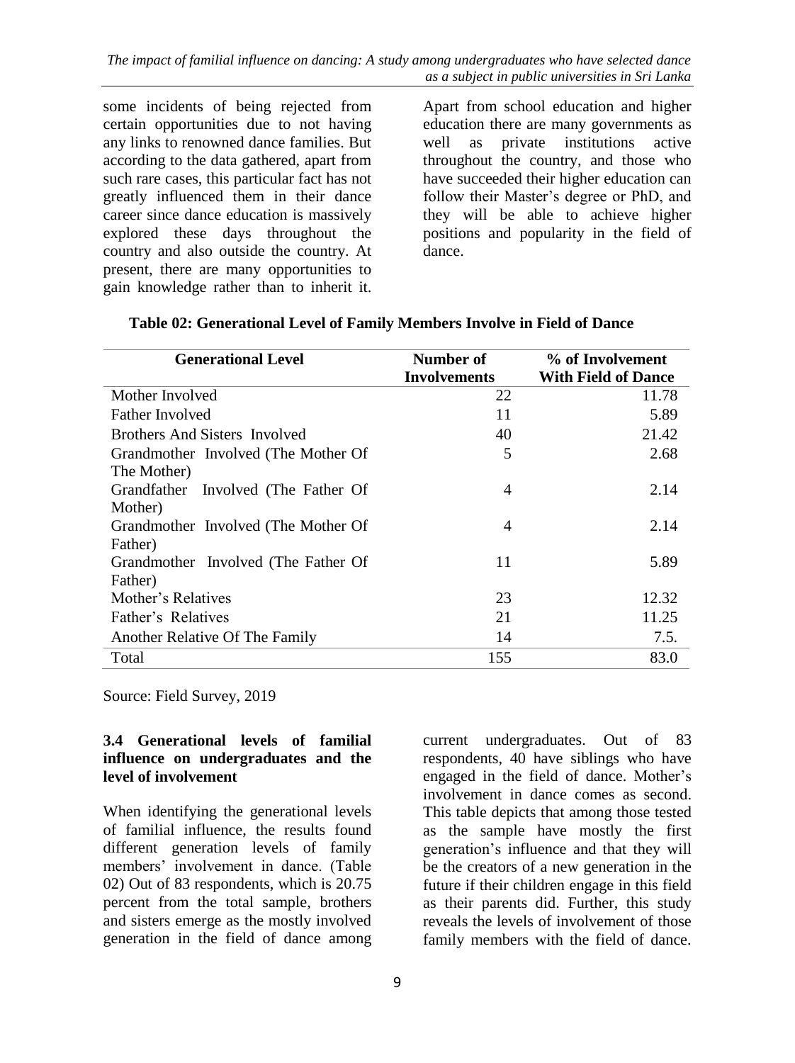some incidents of being rejected from certain opportunities due to not having any links to renowned dance families. But according to the data gathered, apart from such rare cases, this particular fact has not greatly influenced them in their dance career since dance education is massively explored these days throughout the country and also outside the country. At present, there are many opportunities to gain knowledge rather than to inherit it. Apart from school education and higher education there are many governments as well as private institutions active throughout the country, and those who have succeeded their higher education can follow their Master's degree or PhD, and they will be able to achieve higher positions and popularity in the field of dance.

**Table 02: Generational Level of Family Members Involve in Field of Dance**

| Generational Level | Number of Involvements | % of Involvement With Field of Dance |
|---|---:|---:|
| Mother Involved | 22 | 11.78 |
| Father Involved | 11 | 5.89 |
| Brothers And Sisters Involved | 40 | 21.42 |
| Grandmother Involved (The Mother Of The Mother) | 5 | 2.68 |
| Grandfather Involved (The Father Of Mother) | 4 | 2.14 |
| Grandmother Involved (The Mother Of Father) | 4 | 2.14 |
| Grandmother Involved (The Father Of Father) | 11 | 5.89 |
| Mother's Relatives | 23 | 12.32 |
| Father's Relatives | 21 | 11.25 |
| Another Relative Of The Family | 14 | 7.5. |
| Total | 155 | 83.0 |

Source: Field Survey, 2019

### 3.4 Generational levels of familial influence on undergraduates and the level of involvement

When identifying the generational levels of familial influence, the results found different generation levels of family members' involvement in dance. (Table 02) Out of 83 respondents, which is 20.75 percent from the total sample, brothers and sisters emerge as the mostly involved generation in the field of dance among current undergraduates. Out of 83 respondents, 40 have siblings who have engaged in the field of dance. Mother's involvement in dance comes as second. This table depicts that among those tested as the sample have mostly the first generation's influence and that they will be the creators of a new generation in the future if their children engage in this field as their parents did. Further, this study reveals the levels of involvement of those family members with the field of dance.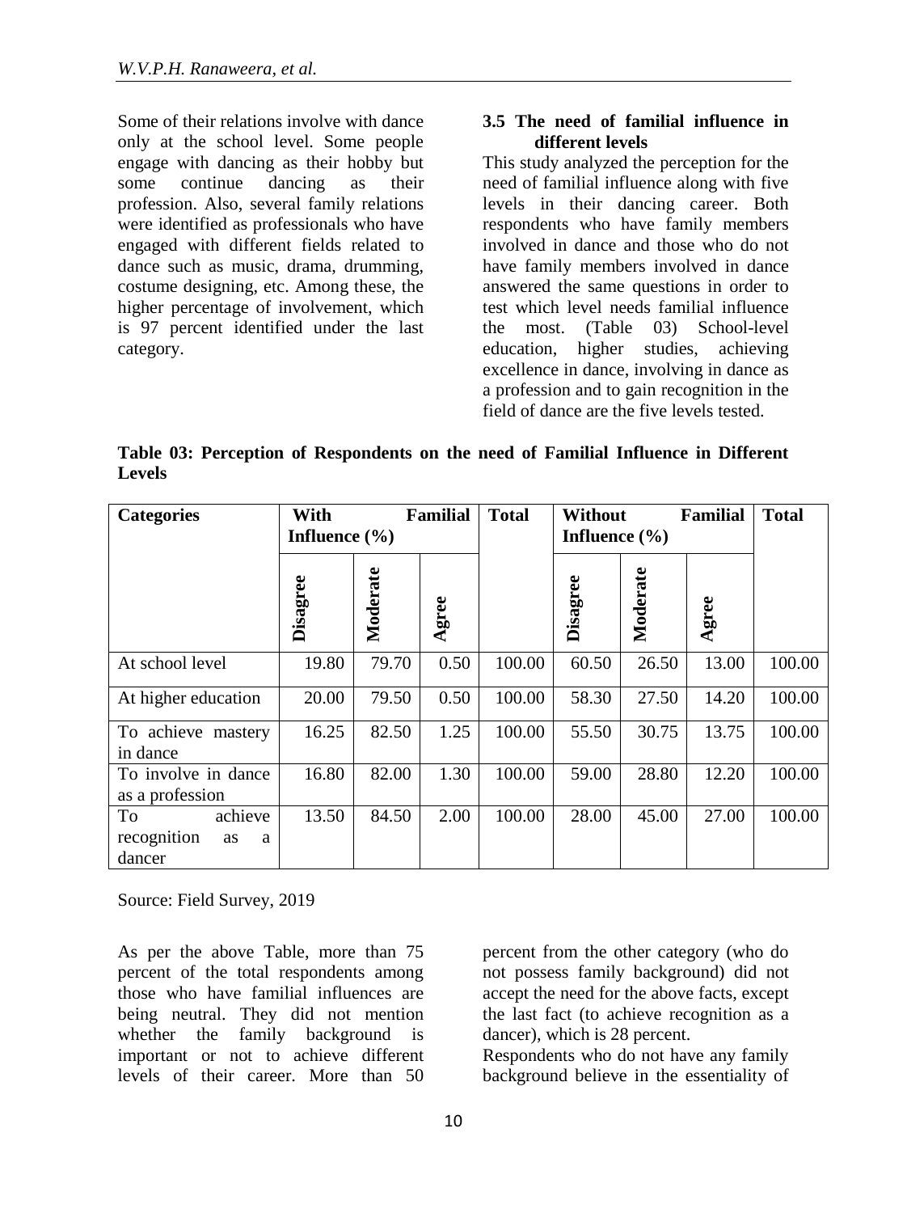Some of their relations involve with dance only at the school level. Some people engage with dancing as their hobby but some continue dancing as their profession. Also, several family relations were identified as professionals who have engaged with different fields related to dance such as music, drama, drumming, costume designing, etc. Among these, the higher percentage of involvement, which is 97 percent identified under the last category.

### 3.5 The need of familial influence in different levels

This study analyzed the perception for the need of familial influence along with five levels in their dancing career. Both respondents who have family members involved in dance and those who do not have family members involved in dance answered the same questions in order to test which level needs familial influence the most. (Table 03) School-level education, higher studies, achieving excellence in dance, involving in dance as a profession and to gain recognition in the field of dance are the five levels tested.

**Table 03: Perception of Respondents on the need of Familial Influence in Different Levels**

| Categories | With Familial Influence (%) | | | Total | Without Familial Influence (%) | | | Total |
|---|---|---|---|---|---|---|---|---|
| | Disagree | Moderate | Agree | | Disagree | Moderate | Agree | |
| At school level | 19.80 | 79.70 | 0.50 | 100.00 | 60.50 | 26.50 | 13.00 | 100.00 |
| At higher education | 20.00 | 79.50 | 0.50 | 100.00 | 58.30 | 27.50 | 14.20 | 100.00 |
| To achieve mastery in dance | 16.25 | 82.50 | 1.25 | 100.00 | 55.50 | 30.75 | 13.75 | 100.00 |
| To involve in dance as a profession | 16.80 | 82.00 | 1.30 | 100.00 | 59.00 | 28.80 | 12.20 | 100.00 |
| To achieve recognition as a dancer | 13.50 | 84.50 | 2.00 | 100.00 | 28.00 | 45.00 | 27.00 | 100.00 |

Source: Field Survey, 2019

As per the above Table, more than 75 percent of the total respondents among those who have familial influences are being neutral. They did not mention whether the family background is important or not to achieve different levels of their career. More than 50 percent from the other category (who do not possess family background) did not accept the need for the above facts, except the last fact (to achieve recognition as a dancer), which is 28 percent.

Respondents who do not have any family background believe in the essentiality of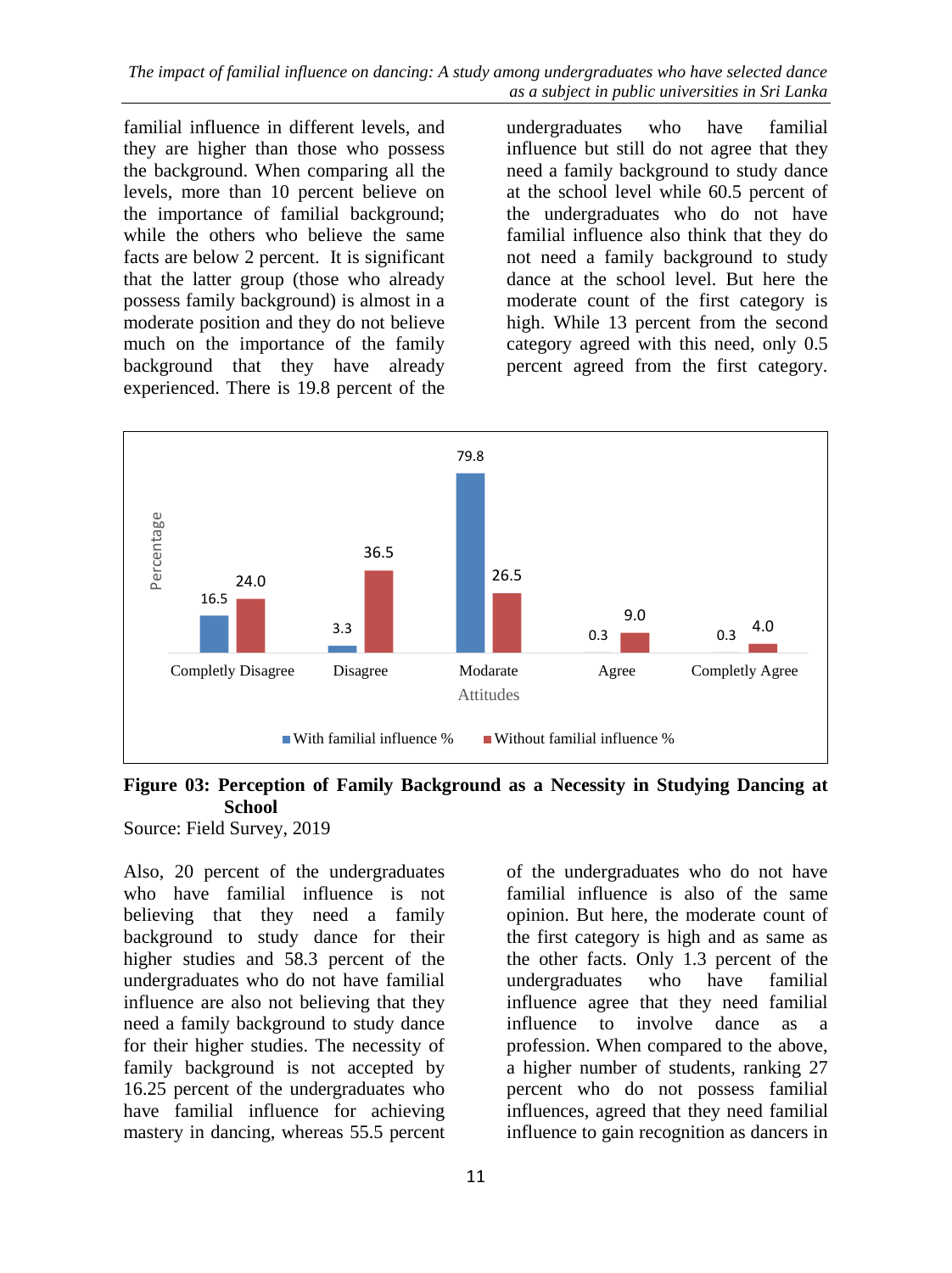familial influence in different levels, and they are higher than those who possess the background. When comparing all the levels, more than 10 percent believe on the importance of familial background; while the others who believe the same facts are below 2 percent. It is significant that the latter group (those who already possess family background) is almost in a moderate position and they do not believe much on the importance of the family background that they have already experienced. There is 19.8 percent of the undergraduates who have familial influence but still do not agree that they need a family background to study dance at the school level while 60.5 percent of the undergraduates who do not have familial influence also think that they do not need a family background to study dance at the school level. But here the moderate count of the first category is high. While 13 percent from the second category agreed with this need, only 0.5 percent agreed from the first category.

| Attitudes | With familial influence % | Without familial influence % |
|---|---|---|
| Completly Disagree | 16.5 | 24.0 |
| Disagree | 3.3 | 36.5 |
| Modarate | 79.8 | 26.5 |
| Agree | 0.3 | 9.0 |
| Completly Agree | 0.3 | 4.0 |

**Figure 03: Perception of Family Background as a Necessity in Studying Dancing at School**

Source: Field Survey, 2019

Also, 20 percent of the undergraduates who have familial influence is not believing that they need a family background to study dance for their higher studies and 58.3 percent of the undergraduates who do not have familial influence are also not believing that they need a family background to study dance for their higher studies. The necessity of family background is not accepted by 16.25 percent of the undergraduates who have familial influence for achieving mastery in dancing, whereas 55.5 percent of the undergraduates who do not have familial influence is also of the same opinion. But here, the moderate count of the first category is high and as same as the other facts. Only 1.3 percent of the undergraduates who have familial influence agree that they need familial influence to involve dance as a profession. When compared to the above, a higher number of students, ranking 27 percent who do not possess familial influences, agreed that they need familial influence to gain recognition as dancers in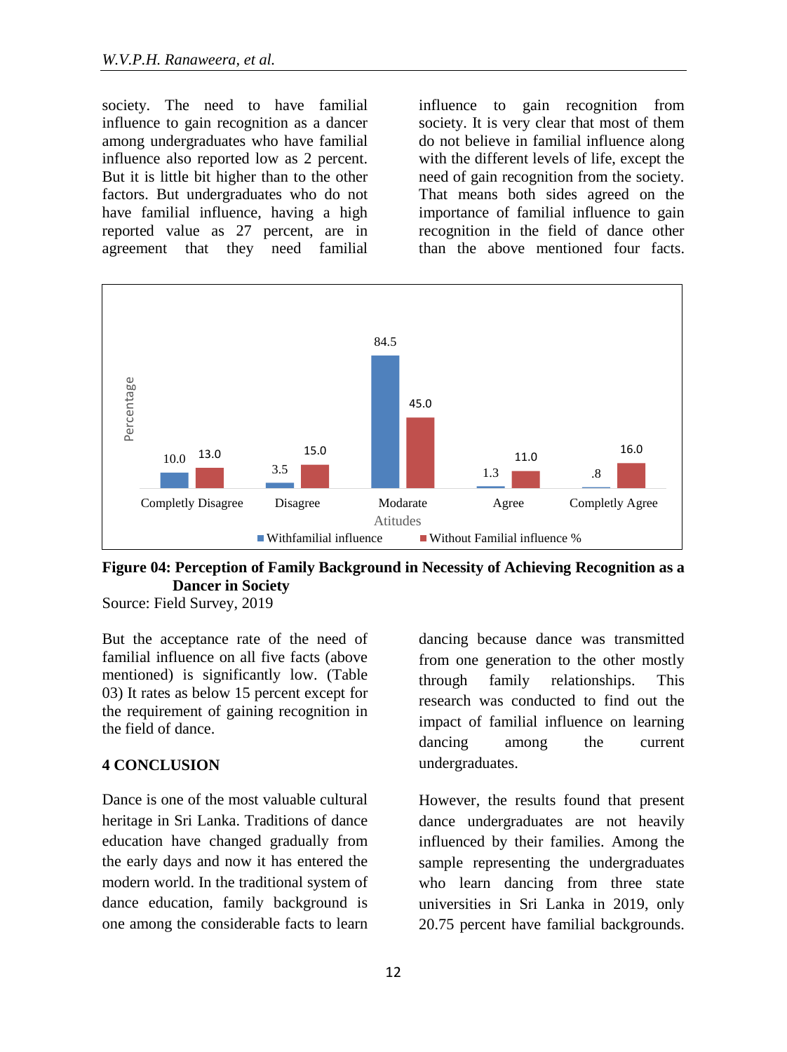society. The need to have familial influence to gain recognition as a dancer among undergraduates who have familial influence also reported low as 2 percent. But it is little bit higher than to the other factors. But undergraduates who do not have familial influence, having a high reported value as 27 percent, are in agreement that they need familial influence to gain recognition from society. It is very clear that most of them do not believe in familial influence along with the different levels of life, except the need of gain recognition from the society. That means both sides agreed on the importance of familial influence to gain recognition in the field of dance other than the above mentioned four facts.

**Figure 04: Perception of Family Background in Necessity of Achieving Recognition as a Dancer in Society**

Source: Field Survey, 2019

But the acceptance rate of the need of familial influence on all five facts (above mentioned) is significantly low. (Table 03) It rates as below 15 percent except for the requirement of gaining recognition in the field of dance.

## 4 CONCLUSION

Dance is one of the most valuable cultural heritage in Sri Lanka. Traditions of dance education have changed gradually from the early days and now it has entered the modern world. In the traditional system of dance education, family background is one among the considerable facts to learn dancing because dance was transmitted from one generation to the other mostly through family relationships. This research was conducted to find out the impact of familial influence on learning dancing among the current undergraduates.

However, the results found that present dance undergraduates are not heavily influenced by their families. Among the sample representing the undergraduates who learn dancing from three state universities in Sri Lanka in 2019, only 20.75 percent have familial backgrounds.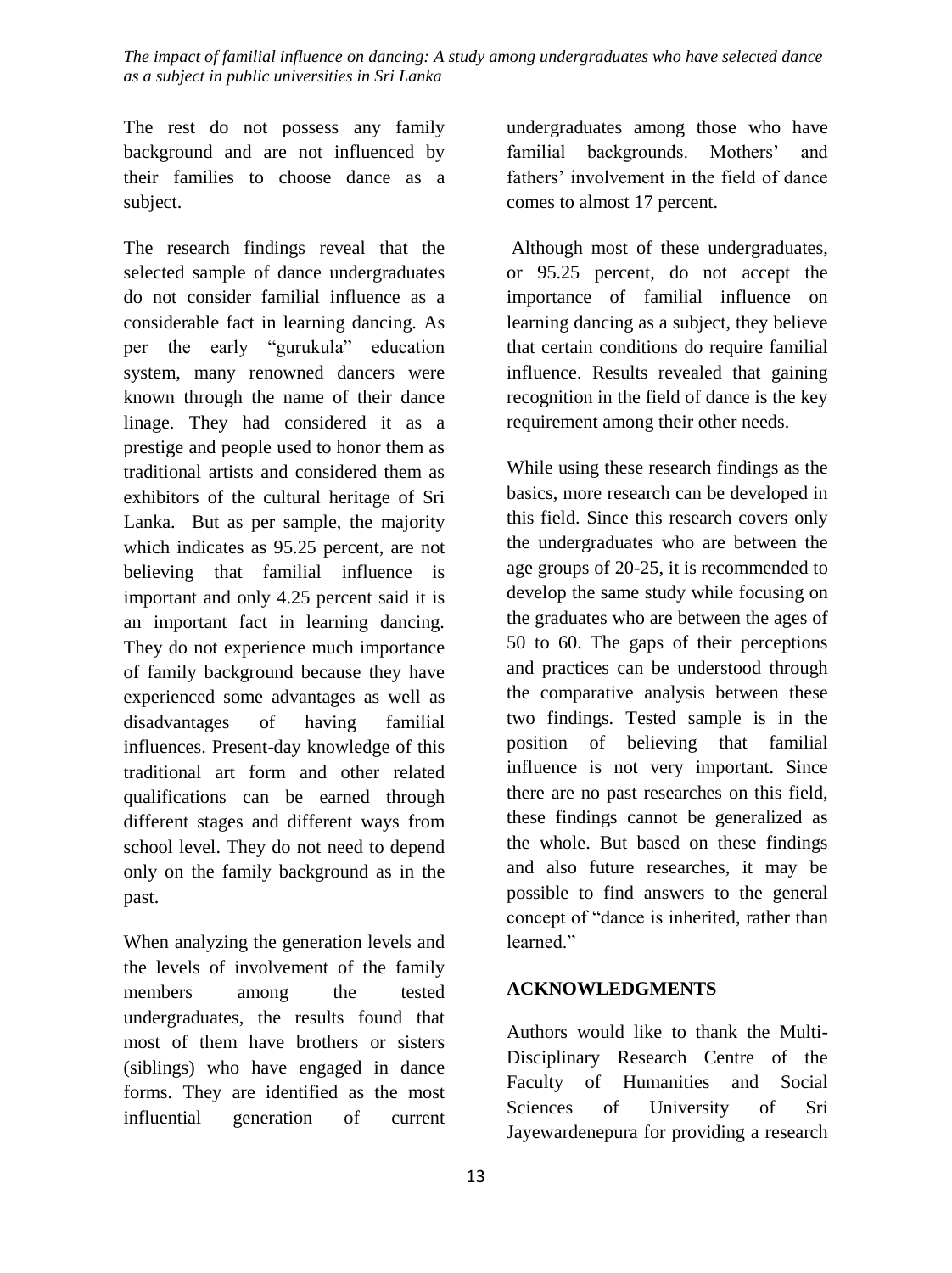The rest do not possess any family background and are not influenced by their families to choose dance as a subject.

The research findings reveal that the selected sample of dance undergraduates do not consider familial influence as a considerable fact in learning dancing. As per the early "gurukula" education system, many renowned dancers were known through the name of their dance linage. They had considered it as a prestige and people used to honor them as traditional artists and considered them as exhibitors of the cultural heritage of Sri Lanka. But as per sample, the majority which indicates as 95.25 percent, are not believing that familial influence is important and only 4.25 percent said it is an important fact in learning dancing. They do not experience much importance of family background because they have experienced some advantages as well as disadvantages of having familial influences. Present-day knowledge of this traditional art form and other related qualifications can be earned through different stages and different ways from school level. They do not need to depend only on the family background as in the past.

When analyzing the generation levels and the levels of involvement of the family members among the tested undergraduates, the results found that most of them have brothers or sisters (siblings) who have engaged in dance forms. They are identified as the most influential generation of current undergraduates among those who have familial backgrounds. Mothers' and fathers' involvement in the field of dance comes to almost 17 percent.

Although most of these undergraduates, or 95.25 percent, do not accept the importance of familial influence on learning dancing as a subject, they believe that certain conditions do require familial influence. Results revealed that gaining recognition in the field of dance is the key requirement among their other needs.

While using these research findings as the basics, more research can be developed in this field. Since this research covers only the undergraduates who are between the age groups of 20-25, it is recommended to develop the same study while focusing on the graduates who are between the ages of 50 to 60. The gaps of their perceptions and practices can be understood through the comparative analysis between these two findings. Tested sample is in the position of believing that familial influence is not very important. Since there are no past researches on this field, these findings cannot be generalized as the whole. But based on these findings and also future researches, it may be possible to find answers to the general concept of "dance is inherited, rather than learned."

## ACKNOWLEDGMENTS

Authors would like to thank the Multi-Disciplinary Research Centre of the Faculty of Humanities and Social Sciences of University of Sri Jayewardenepura for providing a research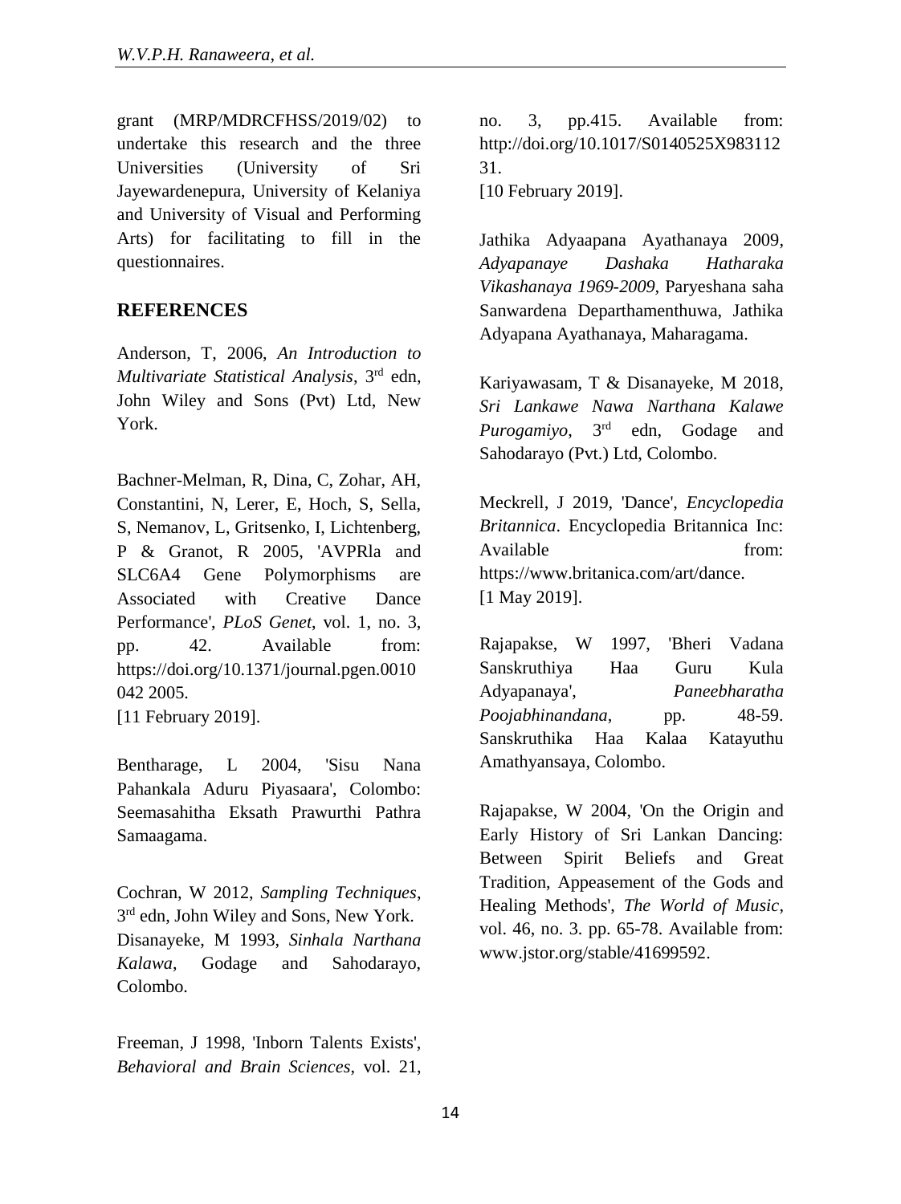grant (MRP/MDRCFHSS/2019/02) to undertake this research and the three Universities (University of Sri Jayewardenepura, University of Kelaniya and University of Visual and Performing Arts) for facilitating to fill in the questionnaires.

## REFERENCES

Anderson, T, 2006, *An Introduction to Multivariate Statistical Analysis*, 3rd edn, John Wiley and Sons (Pvt) Ltd, New York.

Bachner-Melman, R, Dina, C, Zohar, AH, Constantini, N, Lerer, E, Hoch, S, Sella, S, Nemanov, L, Gritsenko, I, Lichtenberg, P & Granot, R 2005, 'AVPRla and SLC6A4 Gene Polymorphisms are Associated with Creative Dance Performance', *PLoS Genet*, vol. 1, no. 3, pp. 42. Available from: https://doi.org/10.1371/journal.pgen.0010042 2005.
[11 February 2019].

Bentharage, L 2004, 'Sisu Nana Pahankala Aduru Piyasaara', Colombo: Seemasahitha Eksath Prawurthi Pathra Samaagama.

Cochran, W 2012, *Sampling Techniques*, 3rd edn, John Wiley and Sons, New York.
Disanayeke, M 1993, *Sinhala Narthana Kalawa*, Godage and Sahodarayo, Colombo.

Freeman, J 1998, 'Inborn Talents Exists', *Behavioral and Brain Sciences*, vol. 21, no. 3, pp.415. Available from: http://doi.org/10.1017/S0140525X98311231.
[10 February 2019].

Jathika Adyaapana Ayathanaya 2009, *Adyapanaye Dashaka Hatharaka Vikashanaya 1969-2009*, Paryeshana saha Sanwardena Departhamenthuwa, Jathika Adyapana Ayathanaya, Maharagama.

Kariyawasam, T & Disanayeke, M 2018, *Sri Lankawe Nawa Narthana Kalawe Purogamiyo*, 3rd edn, Godage and Sahodarayo (Pvt.) Ltd, Colombo.

Meckrell, J 2019, 'Dance', *Encyclopedia Britannica*. Encyclopedia Britannica Inc: Available from: https://www.britanica.com/art/dance.
[1 May 2019].

Rajapakse, W 1997, 'Bheri Vadana Sanskruthiya Haa Guru Kula Adyapanaya', *Paneebharatha Poojabhinandana*, pp. 48-59. Sanskruthika Haa Kalaa Katayuthu Amathyansaya, Colombo.

Rajapakse, W 2004, 'On the Origin and Early History of Sri Lankan Dancing: Between Spirit Beliefs and Great Tradition, Appeasement of the Gods and Healing Methods', *The World of Music*, vol. 46, no. 3. pp. 65-78. Available from: www.jstor.org/stable/41699592.